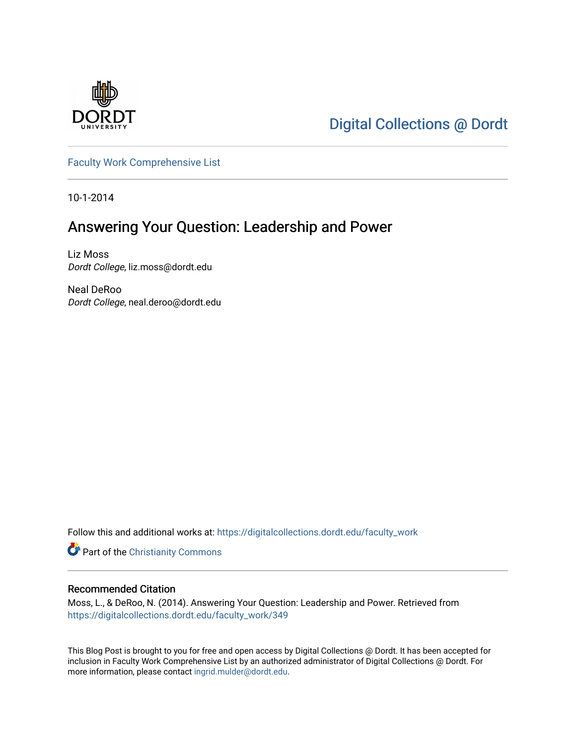Digital Collections @ Dordt

Faculty Work Comprehensive List

10-1-2014

# Answering Your Question: Leadership and Power

Liz Moss
*Dordt College*, liz.moss@dordt.edu

Neal DeRoo
*Dordt College*, neal.deroo@dordt.edu

Follow this and additional works at: https://digitalcollections.dordt.edu/faculty_work

Part of the Christianity Commons

## Recommended Citation

Moss, L., & DeRoo, N. (2014). Answering Your Question: Leadership and Power. Retrieved from https://digitalcollections.dordt.edu/faculty_work/349

This Blog Post is brought to you for free and open access by Digital Collections @ Dordt. It has been accepted for inclusion in Faculty Work Comprehensive List by an authorized administrator of Digital Collections @ Dordt. For more information, please contact ingrid.mulder@dordt.edu.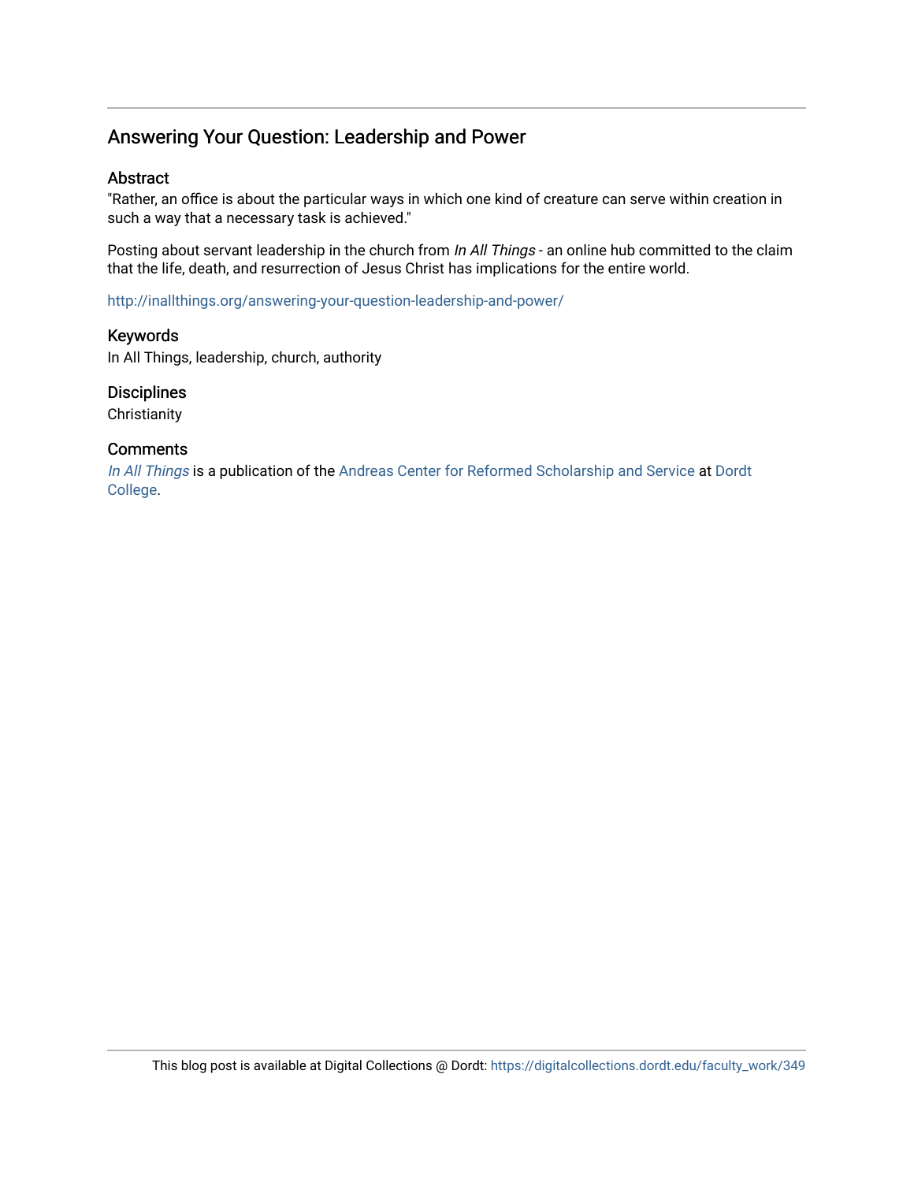## Answering Your Question: Leadership and Power

### Abstract

"Rather, an office is about the particular ways in which one kind of creature can serve within creation in such a way that a necessary task is achieved."

Posting about servant leadership in the church from *In All Things* - an online hub committed to the claim that the life, death, and resurrection of Jesus Christ has implications for the entire world.

http://inallthings.org/answering-your-question-leadership-and-power/

### Keywords

In All Things, leadership, church, authority

### Disciplines

Christianity

### Comments

*In All Things* is a publication of the Andreas Center for Reformed Scholarship and Service at Dordt College.

This blog post is available at Digital Collections @ Dordt: https://digitalcollections.dordt.edu/faculty_work/349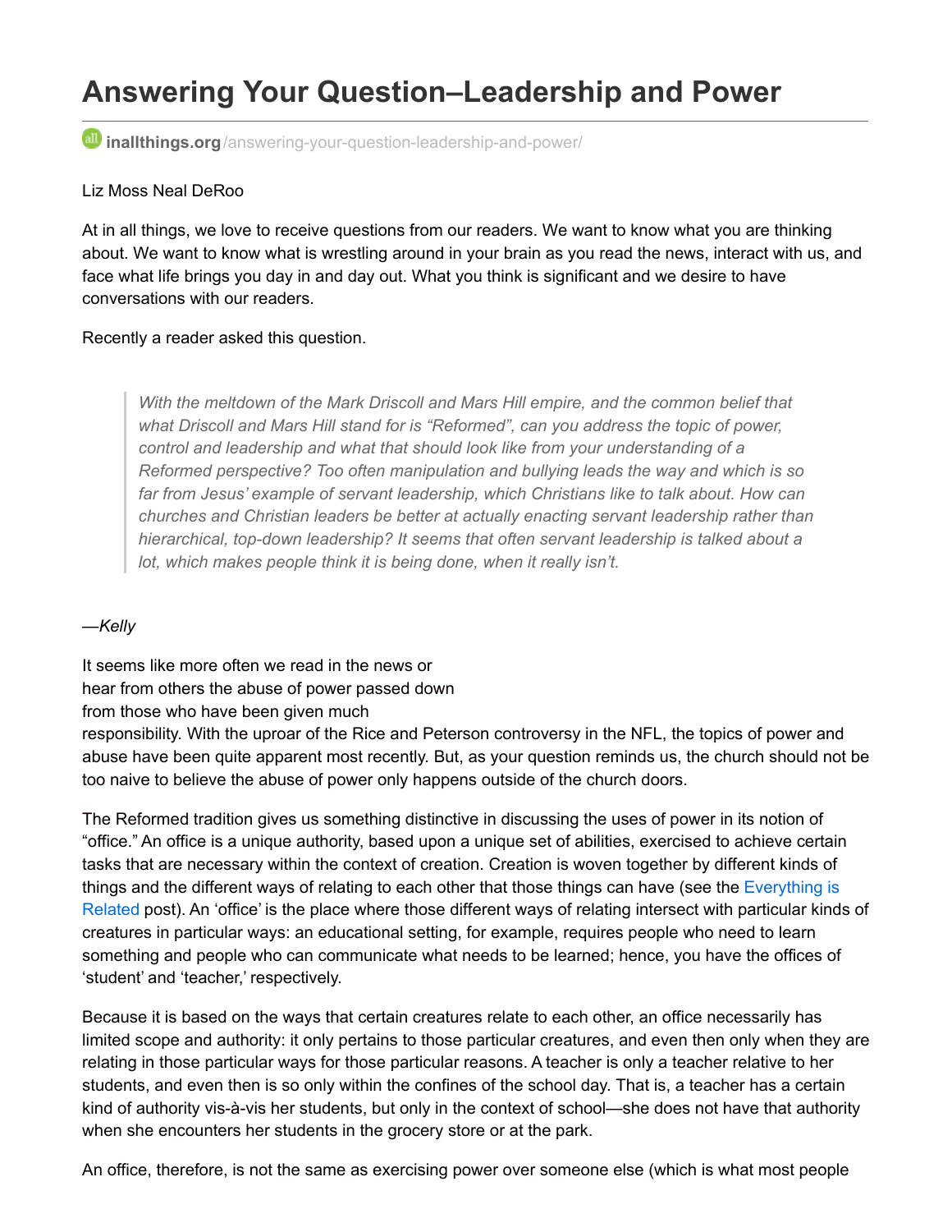# Answering Your Question–Leadership and Power

inallthings.org/answering-your-question-leadership-and-power/

Liz Moss Neal DeRoo

At in all things, we love to receive questions from our readers. We want to know what you are thinking about. We want to know what is wrestling around in your brain as you read the news, interact with us, and face what life brings you day in and day out. What you think is significant and we desire to have conversations with our readers.

Recently a reader asked this question.

> *With the meltdown of the Mark Driscoll and Mars Hill empire, and the common belief that what Driscoll and Mars Hill stand for is "Reformed", can you address the topic of power, control and leadership and what that should look like from your understanding of a Reformed perspective? Too often manipulation and bullying leads the way and which is so far from Jesus' example of servant leadership, which Christians like to talk about. How can churches and Christian leaders be better at actually enacting servant leadership rather than hierarchical, top-down leadership? It seems that often servant leadership is talked about a lot, which makes people think it is being done, when it really isn't.*

—*Kelly*

It seems like more often we read in the news or hear from others the abuse of power passed down from those who have been given much responsibility. With the uproar of the Rice and Peterson controversy in the NFL, the topics of power and abuse have been quite apparent most recently. But, as your question reminds us, the church should not be too naive to believe the abuse of power only happens outside of the church doors.

The Reformed tradition gives us something distinctive in discussing the uses of power in its notion of "office." An office is a unique authority, based upon a unique set of abilities, exercised to achieve certain tasks that are necessary within the context of creation. Creation is woven together by different kinds of things and the different ways of relating to each other that those things can have (see the Everything is Related post). An 'office' is the place where those different ways of relating intersect with particular kinds of creatures in particular ways: an educational setting, for example, requires people who need to learn something and people who can communicate what needs to be learned; hence, you have the offices of 'student' and 'teacher,' respectively.

Because it is based on the ways that certain creatures relate to each other, an office necessarily has limited scope and authority: it only pertains to those particular creatures, and even then only when they are relating in those particular ways for those particular reasons. A teacher is only a teacher relative to her students, and even then is so only within the confines of the school day. That is, a teacher has a certain kind of authority vis-à-vis her students, but only in the context of school—she does not have that authority when she encounters her students in the grocery store or at the park.

An office, therefore, is not the same as exercising power over someone else (which is what most people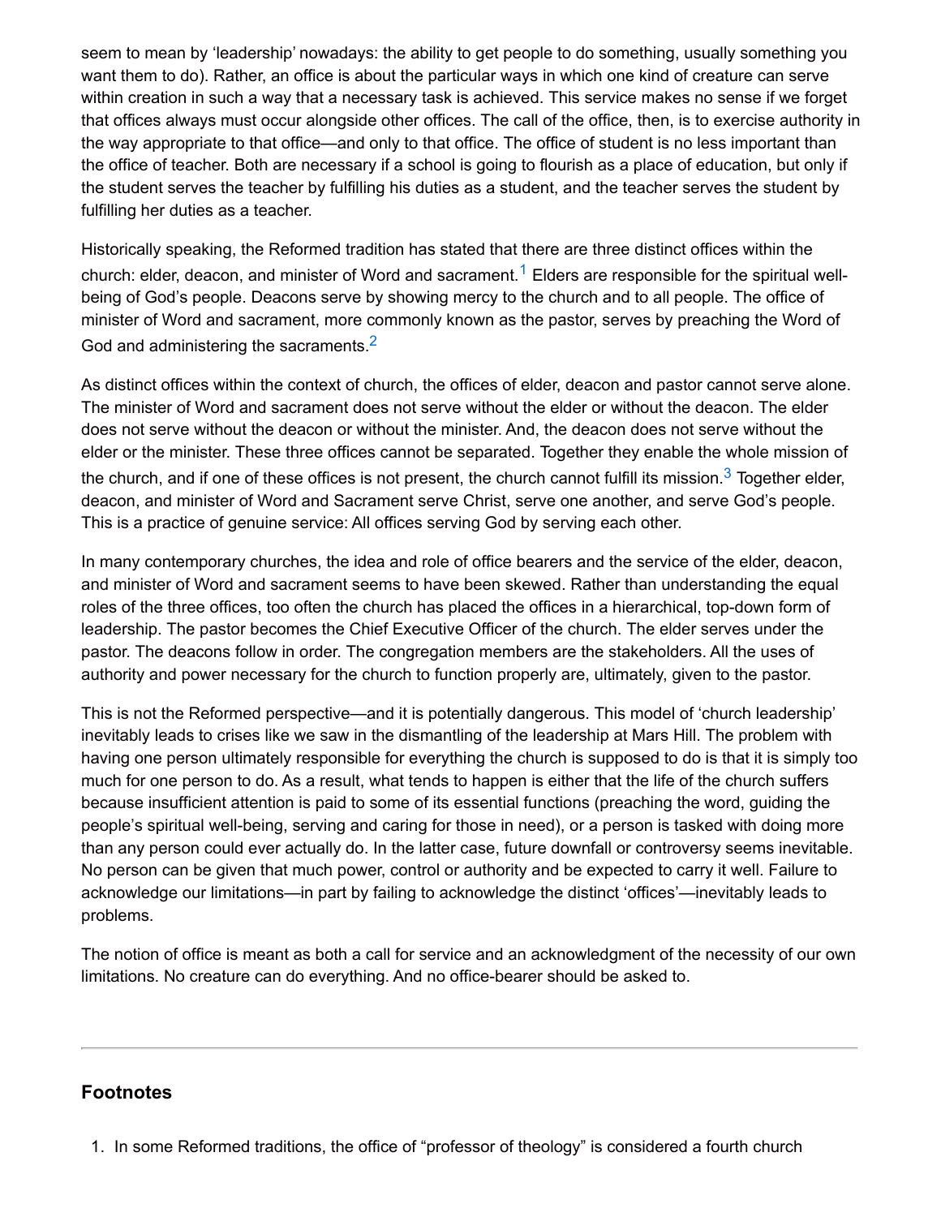seem to mean by 'leadership' nowadays: the ability to get people to do something, usually something you want them to do). Rather, an office is about the particular ways in which one kind of creature can serve within creation in such a way that a necessary task is achieved. This service makes no sense if we forget that offices always must occur alongside other offices. The call of the office, then, is to exercise authority in the way appropriate to that office—and only to that office. The office of student is no less important than the office of teacher. Both are necessary if a school is going to flourish as a place of education, but only if the student serves the teacher by fulfilling his duties as a student, and the teacher serves the student by fulfilling her duties as a teacher.

Historically speaking, the Reformed tradition has stated that there are three distinct offices within the church: elder, deacon, and minister of Word and sacrament.[1] Elders are responsible for the spiritual well-being of God's people. Deacons serve by showing mercy to the church and to all people. The office of minister of Word and sacrament, more commonly known as the pastor, serves by preaching the Word of God and administering the sacraments.[2]

As distinct offices within the context of church, the offices of elder, deacon and pastor cannot serve alone. The minister of Word and sacrament does not serve without the elder or without the deacon. The elder does not serve without the deacon or without the minister. And, the deacon does not serve without the elder or the minister. These three offices cannot be separated. Together they enable the whole mission of the church, and if one of these offices is not present, the church cannot fulfill its mission.[3] Together elder, deacon, and minister of Word and Sacrament serve Christ, serve one another, and serve God's people. This is a practice of genuine service: All offices serving God by serving each other.

In many contemporary churches, the idea and role of office bearers and the service of the elder, deacon, and minister of Word and sacrament seems to have been skewed. Rather than understanding the equal roles of the three offices, too often the church has placed the offices in a hierarchical, top-down form of leadership. The pastor becomes the Chief Executive Officer of the church. The elder serves under the pastor. The deacons follow in order. The congregation members are the stakeholders. All the uses of authority and power necessary for the church to function properly are, ultimately, given to the pastor.

This is not the Reformed perspective—and it is potentially dangerous. This model of 'church leadership' inevitably leads to crises like we saw in the dismantling of the leadership at Mars Hill. The problem with having one person ultimately responsible for everything the church is supposed to do is that it is simply too much for one person to do. As a result, what tends to happen is either that the life of the church suffers because insufficient attention is paid to some of its essential functions (preaching the word, guiding the people's spiritual well-being, serving and caring for those in need), or a person is tasked with doing more than any person could ever actually do. In the latter case, future downfall or controversy seems inevitable. No person can be given that much power, control or authority and be expected to carry it well. Failure to acknowledge our limitations—in part by failing to acknowledge the distinct 'offices'—inevitably leads to problems.

The notion of office is meant as both a call for service and an acknowledgment of the necessity of our own limitations. No creature can do everything. And no office-bearer should be asked to.

---

## Footnotes

1. In some Reformed traditions, the office of "professor of theology" is considered a fourth church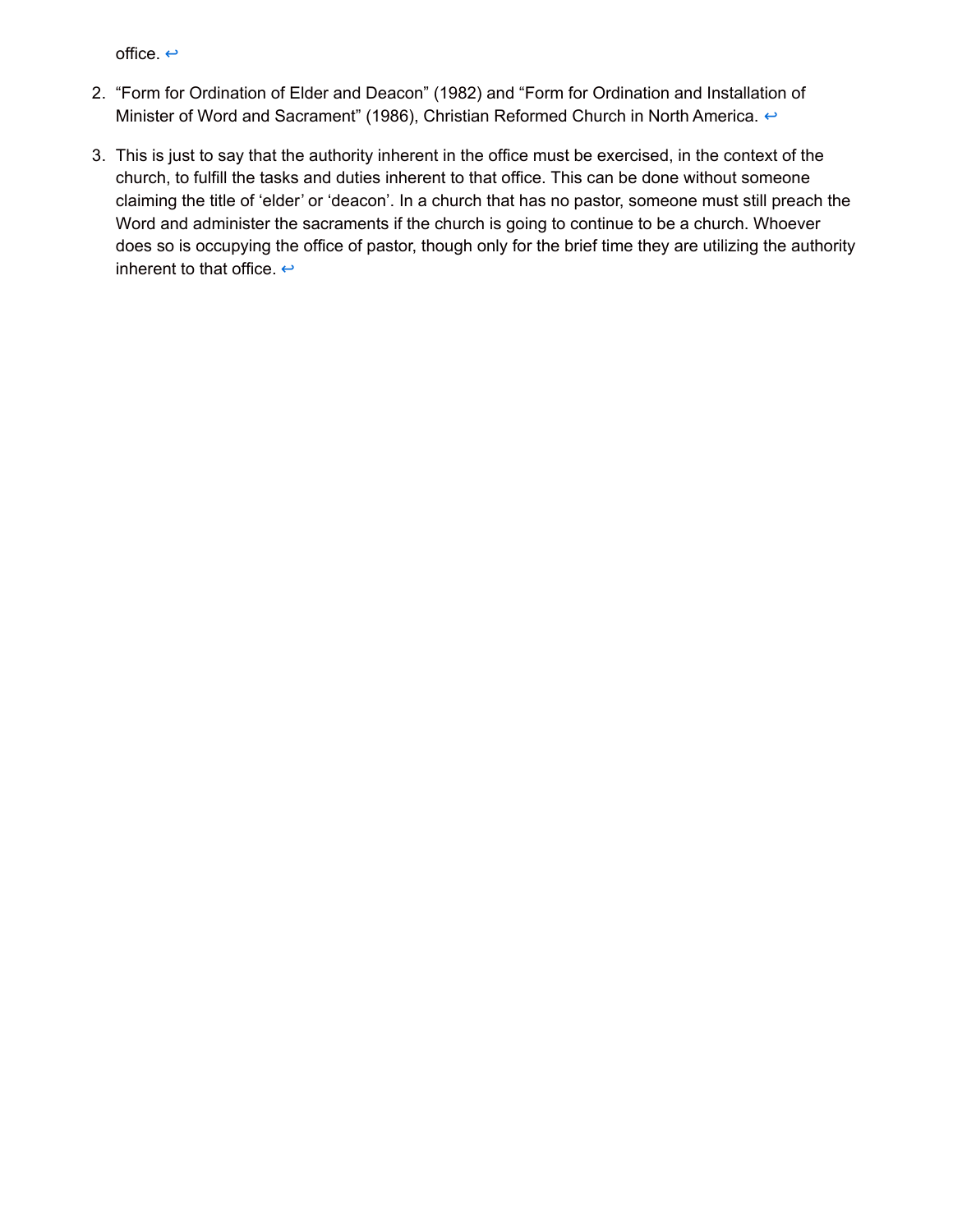office. ↩

2. "Form for Ordination of Elder and Deacon" (1982) and "Form for Ordination and Installation of Minister of Word and Sacrament" (1986), Christian Reformed Church in North America. ↩

3. This is just to say that the authority inherent in the office must be exercised, in the context of the church, to fulfill the tasks and duties inherent to that office. This can be done without someone claiming the title of 'elder' or 'deacon'. In a church that has no pastor, someone must still preach the Word and administer the sacraments if the church is going to continue to be a church. Whoever does so is occupying the office of pastor, though only for the brief time they are utilizing the authority inherent to that office. ↩